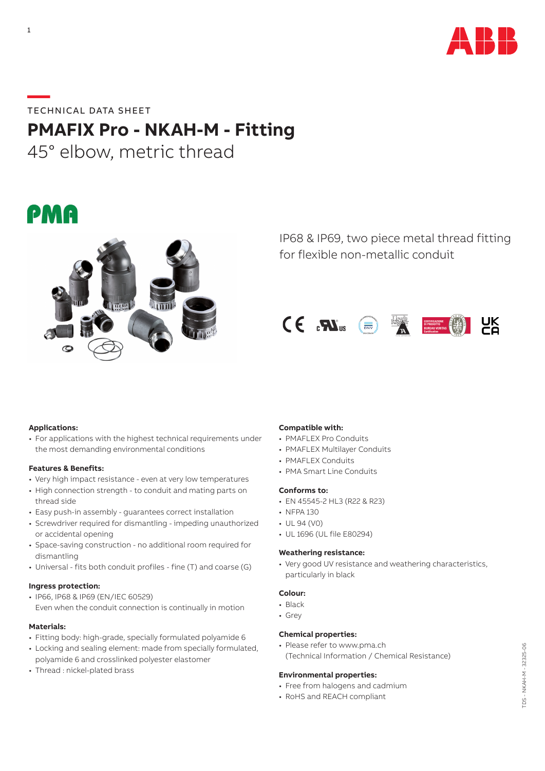TECHNICAL DATA SHEET

# PMAFIX Pro - NKAH-M - Fitting

## 45° elbow, metric thread

IP68 & IP69, two piece metal thread fitting for flexible non-metallic conduit

**Applications:**

- For applications with the highest technical requirements under the most demanding environmental conditions

**Features & Benefits:**

- Very high impact resistance - even at very low temperatures
- High connection strength - to conduit and mating parts on thread side
- Easy push-in assembly - guarantees correct installation
- Screwdriver required for dismantling - impeding unauthorized or accidental opening
- Space-saving construction - no additional room required for dismantling
- Universal - fits both conduit profiles - fine (T) and coarse (G)

**Ingress protection:**

- IP66, IP68 & IP69 (EN/IEC 60529)
  Even when the conduit connection is continually in motion

**Materials:**

- Fitting body: high-grade, specially formulated polyamide 6
- Locking and sealing element: made from specially formulated, polyamide 6 and crosslinked polyester elastomer
- Thread : nickel-plated brass

**Compatible with:**

- PMAFLEX Pro Conduits
- PMAFLEX Multilayer Conduits
- PMAFLEX Conduits
- PMA Smart Line Conduits

**Conforms to:**

- EN 45545-2 HL3 (R22 & R23)
- NFPA 130
- UL 94 (V0)
- UL 1696 (UL file E80294)

**Weathering resistance:**

- Very good UV resistance and weathering characteristics, particularly in black

**Colour:**

- Black
- Grey

**Chemical properties:**

- Please refer to www.pma.ch
  (Technical Information / Chemical Resistance)

**Environmental properties:**

- Free from halogens and cadmium
- RoHS and REACH compliant

TDS - NKAH-M - 32325-06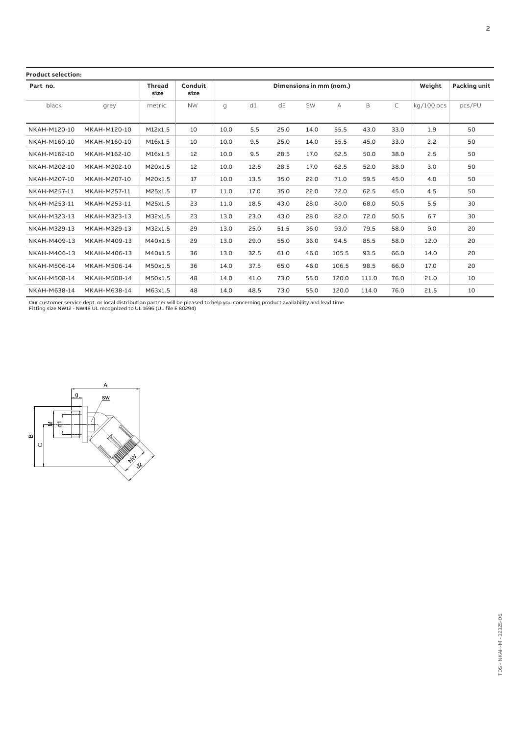**Product selection:**

| Part no. | | Thread size | Conduit size | Dimensions in mm (nom.) | | | | | | | Weight | Packing unit |
|---|---|---|---|---|---|---|---|---|---|---|---|---|
| black | grey | metric | NW | g | d1 | d2 | SW | A | B | C | kg/100 pcs | pcs/PU |
| NKAH-M120-10 | MKAH-M120-10 | M12x1.5 | 10 | 10.0 | 5.5 | 25.0 | 14.0 | 55.5 | 43.0 | 33.0 | 1.9 | 50 |
| NKAH-M160-10 | MKAH-M160-10 | M16x1.5 | 10 | 10.0 | 9.5 | 25.0 | 14.0 | 55.5 | 45.0 | 33.0 | 2.2 | 50 |
| NKAH-M162-10 | MKAH-M162-10 | M16x1.5 | 12 | 10.0 | 9.5 | 28.5 | 17.0 | 62.5 | 50.0 | 38.0 | 2.5 | 50 |
| NKAH-M202-10 | MKAH-M202-10 | M20x1.5 | 12 | 10.0 | 12.5 | 28.5 | 17.0 | 62.5 | 52.0 | 38.0 | 3.0 | 50 |
| NKAH-M207-10 | MKAH-M207-10 | M20x1.5 | 17 | 10.0 | 13.5 | 35.0 | 22.0 | 71.0 | 59.5 | 45.0 | 4.0 | 50 |
| NKAH-M257-11 | MKAH-M257-11 | M25x1.5 | 17 | 11.0 | 17.0 | 35.0 | 22.0 | 72.0 | 62.5 | 45.0 | 4.5 | 50 |
| NKAH-M253-11 | MKAH-M253-11 | M25x1.5 | 23 | 11.0 | 18.5 | 43.0 | 28.0 | 80.0 | 68.0 | 50.5 | 5.5 | 30 |
| NKAH-M323-13 | MKAH-M323-13 | M32x1.5 | 23 | 13.0 | 23.0 | 43.0 | 28.0 | 82.0 | 72.0 | 50.5 | 6.7 | 30 |
| NKAH-M329-13 | MKAH-M329-13 | M32x1.5 | 29 | 13.0 | 25.0 | 51.5 | 36.0 | 93.0 | 79.5 | 58.0 | 9.0 | 20 |
| NKAH-M409-13 | MKAH-M409-13 | M40x1.5 | 29 | 13.0 | 29.0 | 55.0 | 36.0 | 94.5 | 85.5 | 58.0 | 12.0 | 20 |
| NKAH-M406-13 | MKAH-M406-13 | M40x1.5 | 36 | 13.0 | 32.5 | 61.0 | 46.0 | 105.5 | 93.5 | 66.0 | 14.0 | 20 |
| NKAH-M506-14 | MKAH-M506-14 | M50x1.5 | 36 | 14.0 | 37.5 | 65.0 | 46.0 | 106.5 | 98.5 | 66.0 | 17.0 | 20 |
| NKAH-M508-14 | MKAH-M508-14 | M50x1.5 | 48 | 14.0 | 41.0 | 73.0 | 55.0 | 120.0 | 111.0 | 76.0 | 21.0 | 10 |
| NKAH-M638-14 | MKAH-M638-14 | M63x1.5 | 48 | 14.0 | 48.5 | 73.0 | 55.0 | 120.0 | 114.0 | 76.0 | 21.5 | 10 |

Our customer service dept. or local distribution partner will be pleased to help you concerning product availability and lead time
Fitting size NW12 - NW48 UL recognized to UL 1696 (UL file E 80294)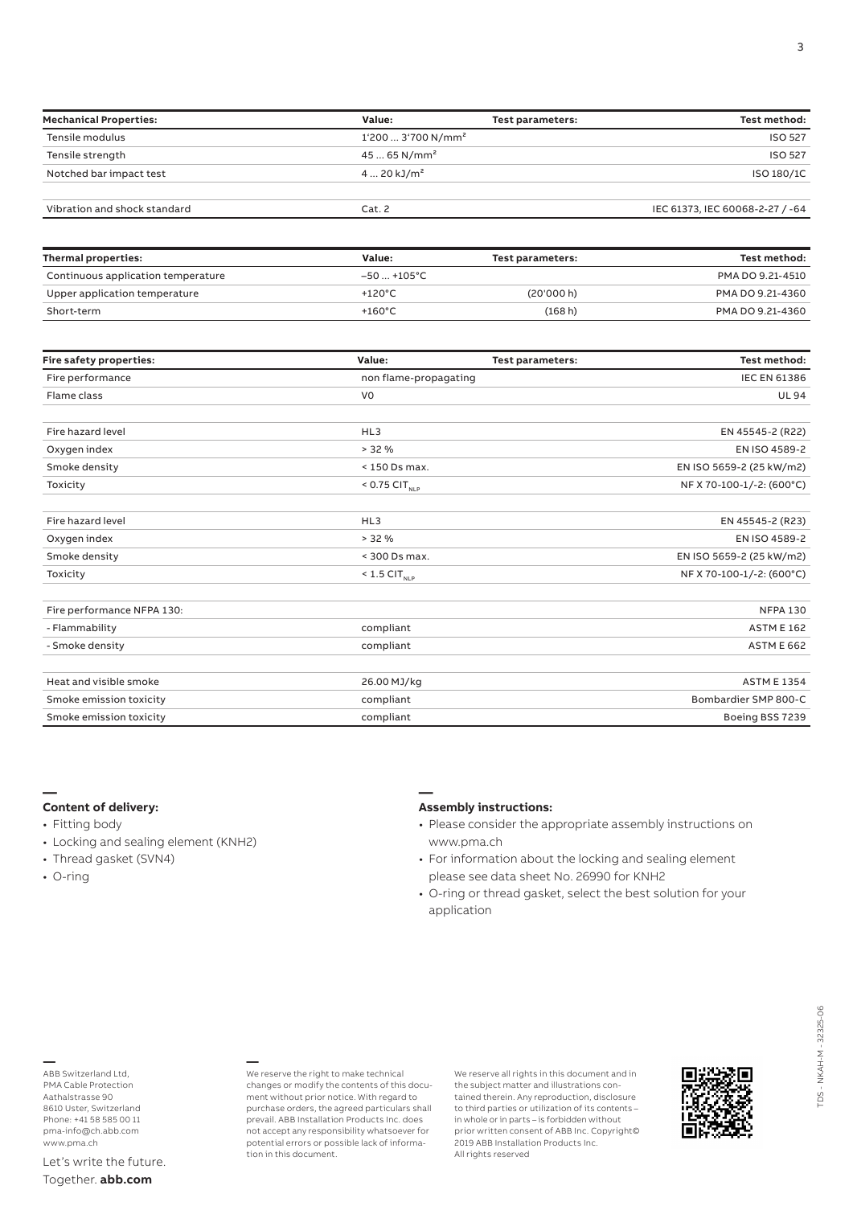| Mechanical Properties: | Value: | Test parameters: | Test method: |
|---|---|---|---|
| Tensile modulus | 1'200 … 3'700 N/mm² | | ISO 527 |
| Tensile strength | 45 … 65 N/mm² | | ISO 527 |
| Notched bar impact test | 4 … 20 kJ/m² | | ISO 180/1C |
| | | | |
| Vibration and shock standard | Cat. 2 | | IEC 61373, IEC 60068-2-27 / -64 |

| Thermal properties: | Value: | Test parameters: | Test method: |
|---|---|---|---|
| Continuous application temperature | –50 … +105°C | | PMA DO 9.21-4510 |
| Upper application temperature | +120°C | (20'000 h) | PMA DO 9.21-4360 |
| Short-term | +160°C | (168 h) | PMA DO 9.21-4360 |

| Fire safety properties: | Value: | Test parameters: | Test method: |
|---|---|---|---|
| Fire performance | non flame-propagating | | IEC EN 61386 |
| Flame class | V0 | | UL 94 |
| | | | |
| Fire hazard level | HL3 | | EN 45545-2 (R22) |
| Oxygen index | > 32 % | | EN ISO 4589-2 |
| Smoke density | < 150 Ds max. | | EN ISO 5659-2 (25 kW/m2) |
| Toxicity | < 0.75 $CIT_{NLP}$ | | NF X 70-100-1/-2: (600°C) |
| | | | |
| Fire hazard level | HL3 | | EN 45545-2 (R23) |
| Oxygen index | > 32 % | | EN ISO 4589-2 |
| Smoke density | < 300 Ds max. | | EN ISO 5659-2 (25 kW/m2) |
| Toxicity | < 1.5 $CIT_{NLP}$ | | NF X 70-100-1/-2: (600°C) |
| | | | |
| Fire performance NFPA 130: | | | NFPA 130 |
| - Flammability | compliant | | ASTM E 162 |
| - Smoke density | compliant | | ASTM E 662 |
| | | | |
| Heat and visible smoke | 26.00 MJ/kg | | ASTM E 1354 |
| Smoke emission toxicity | compliant | | Bombardier SMP 800-C |
| Smoke emission toxicity | compliant | | Boeing BSS 7239 |

**Content of delivery:**

- Fitting body
- Locking and sealing element (KNH2)
- Thread gasket (SVN4)
- O-ring

**Assembly instructions:**

- Please consider the appropriate assembly instructions on www.pma.ch
- For information about the locking and sealing element please see data sheet No. 26990 for KNH2
- O-ring or thread gasket, select the best solution for your application

ABB Switzerland Ltd,
PMA Cable Protection
Aathalstrasse 90
8610 Uster, Switzerland
Phone: +41 58 585 00 11
pma-info@ch.abb.com
www.pma.ch

Let's write the future.
Together. **abb.com**

We reserve the right to make technical changes or modify the contents of this document without prior notice. With regard to purchase orders, the agreed particulars shall prevail. ABB Installation Products Inc. does not accept any responsibility whatsoever for potential errors or possible lack of information in this document.

We reserve all rights in this document and in the subject matter and illustrations contained therein. Any reproduction, disclosure to third parties or utilization of its contents – in whole or in parts – is forbidden without prior written consent of ABB Inc. Copyright© 2019 ABB Installation Products Inc.
All rights reserved

TDS - NKAH-M - 32325-06